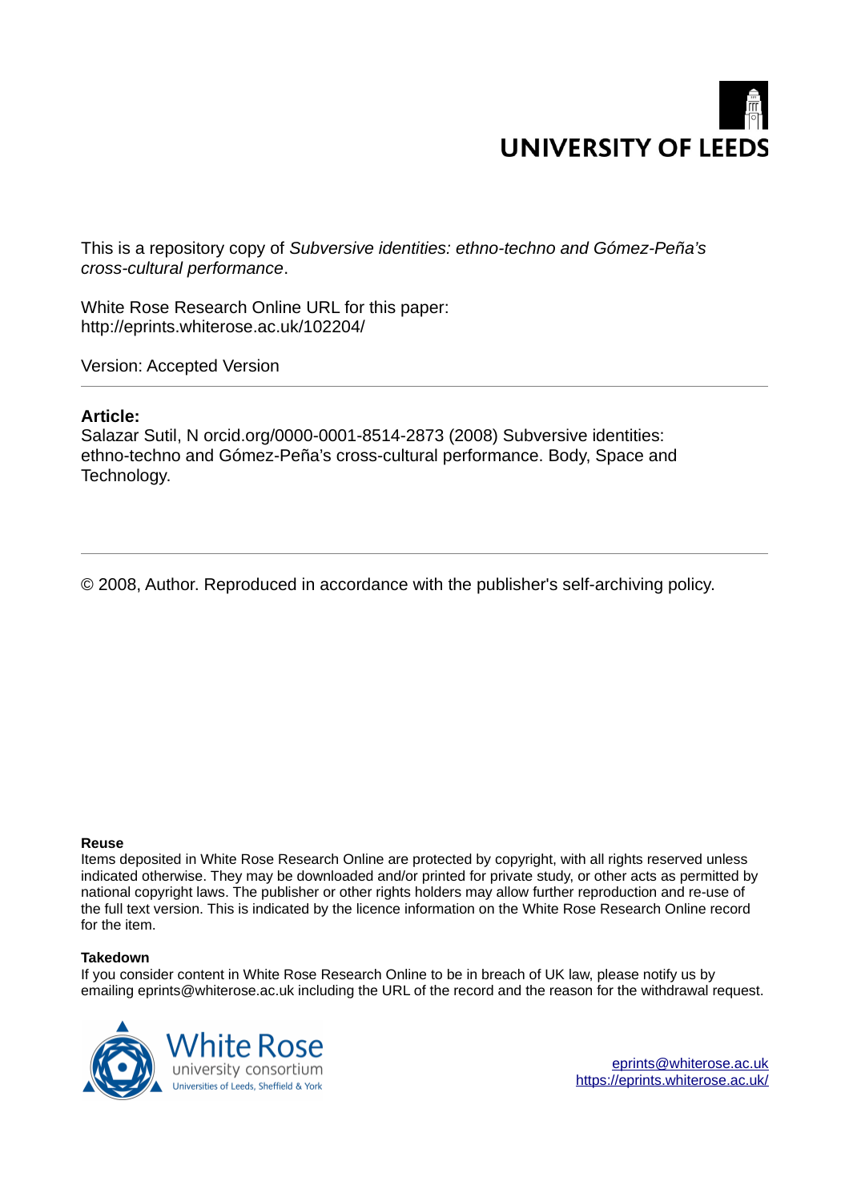UNIVERSITY OF LEEDS

This is a repository copy of *Subversive identities: ethno-techno and Gómez-Peña's cross-cultural performance*.

White Rose Research Online URL for this paper:
http://eprints.whiterose.ac.uk/102204/

Version: Accepted Version

**Article:**

Salazar Sutil, N orcid.org/0000-0001-8514-2873 (2008) Subversive identities: ethno-techno and Gómez-Peña's cross-cultural performance. Body, Space and Technology.

---

© 2008, Author. Reproduced in accordance with the publisher's self-archiving policy.

**Reuse**

Items deposited in White Rose Research Online are protected by copyright, with all rights reserved unless indicated otherwise. They may be downloaded and/or printed for private study, or other acts as permitted by national copyright laws. The publisher or other rights holders may allow further reproduction and re-use of the full text version. This is indicated by the licence information on the White Rose Research Online record for the item.

**Takedown**

If you consider content in White Rose Research Online to be in breach of UK law, please notify us by emailing eprints@whiterose.ac.uk including the URL of the record and the reason for the withdrawal request.

White Rose university consortium
Universities of Leeds, Sheffield & York

eprints@whiterose.ac.uk
https://eprints.whiterose.ac.uk/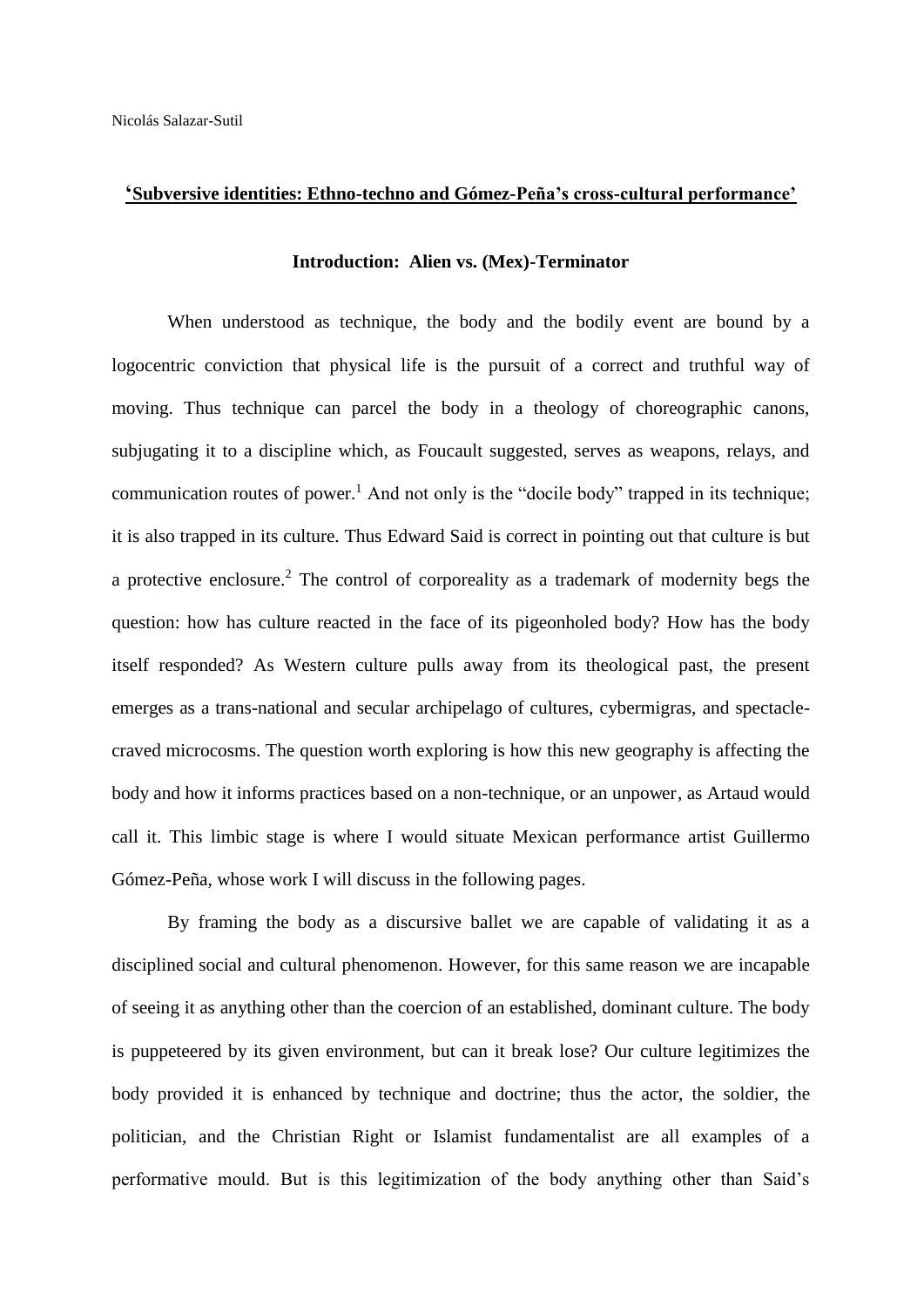Nicolás Salazar-Sutil

## ‘Subversive identities: Ethno-techno and Gómez-Peña’s cross-cultural performance’

### Introduction: Alien vs. (Mex)-Terminator

When understood as technique, the body and the bodily event are bound by a logocentric conviction that physical life is the pursuit of a correct and truthful way of moving. Thus technique can parcel the body in a theology of choreographic canons, subjugating it to a discipline which, as Foucault suggested, serves as weapons, relays, and communication routes of power.[1] And not only is the “docile body” trapped in its technique; it is also trapped in its culture. Thus Edward Said is correct in pointing out that culture is but a protective enclosure.[2] The control of corporeality as a trademark of modernity begs the question: how has culture reacted in the face of its pigeonholed body? How has the body itself responded? As Western culture pulls away from its theological past, the present emerges as a trans-national and secular archipelago of cultures, cybermigras, and spectacle-craved microcosms. The question worth exploring is how this new geography is affecting the body and how it informs practices based on a non-technique, or an unpower, as Artaud would call it. This limbic stage is where I would situate Mexican performance artist Guillermo Gómez-Peña, whose work I will discuss in the following pages.

By framing the body as a discursive ballet we are capable of validating it as a disciplined social and cultural phenomenon. However, for this same reason we are incapable of seeing it as anything other than the coercion of an established, dominant culture. The body is puppeteered by its given environment, but can it break lose? Our culture legitimizes the body provided it is enhanced by technique and doctrine; thus the actor, the soldier, the politician, and the Christian Right or Islamist fundamentalist are all examples of a performative mould. But is this legitimization of the body anything other than Said’s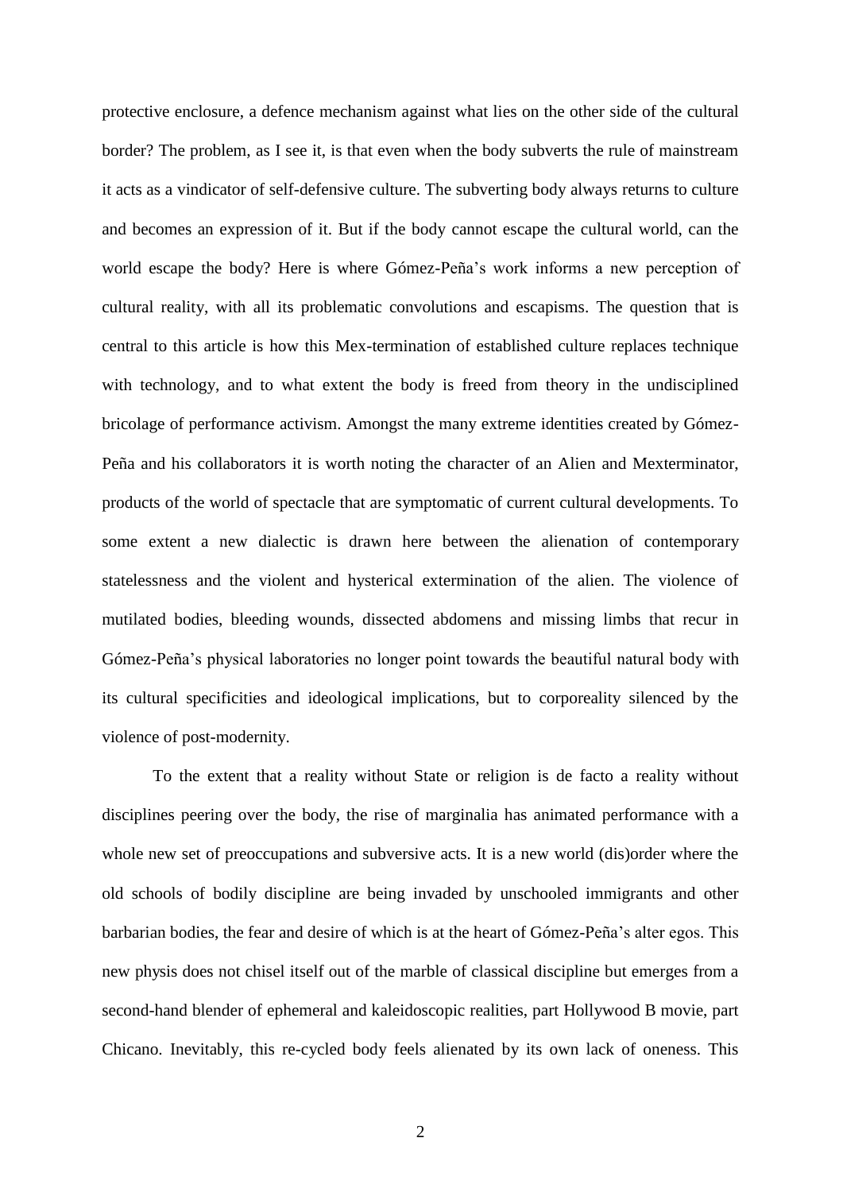protective enclosure, a defence mechanism against what lies on the other side of the cultural border? The problem, as I see it, is that even when the body subverts the rule of mainstream it acts as a vindicator of self-defensive culture. The subverting body always returns to culture and becomes an expression of it. But if the body cannot escape the cultural world, can the world escape the body? Here is where Gómez-Peña's work informs a new perception of cultural reality, with all its problematic convolutions and escapisms. The question that is central to this article is how this Mex-termination of established culture replaces technique with technology, and to what extent the body is freed from theory in the undisciplined bricolage of performance activism. Amongst the many extreme identities created by Gómez-Peña and his collaborators it is worth noting the character of an Alien and Mexterminator, products of the world of spectacle that are symptomatic of current cultural developments. To some extent a new dialectic is drawn here between the alienation of contemporary statelessness and the violent and hysterical extermination of the alien. The violence of mutilated bodies, bleeding wounds, dissected abdomens and missing limbs that recur in Gómez-Peña's physical laboratories no longer point towards the beautiful natural body with its cultural specificities and ideological implications, but to corporeality silenced by the violence of post-modernity.

To the extent that a reality without State or religion is de facto a reality without disciplines peering over the body, the rise of marginalia has animated performance with a whole new set of preoccupations and subversive acts. It is a new world (dis)order where the old schools of bodily discipline are being invaded by unschooled immigrants and other barbarian bodies, the fear and desire of which is at the heart of Gómez-Peña's alter egos. This new physis does not chisel itself out of the marble of classical discipline but emerges from a second-hand blender of ephemeral and kaleidoscopic realities, part Hollywood B movie, part Chicano. Inevitably, this re-cycled body feels alienated by its own lack of oneness. This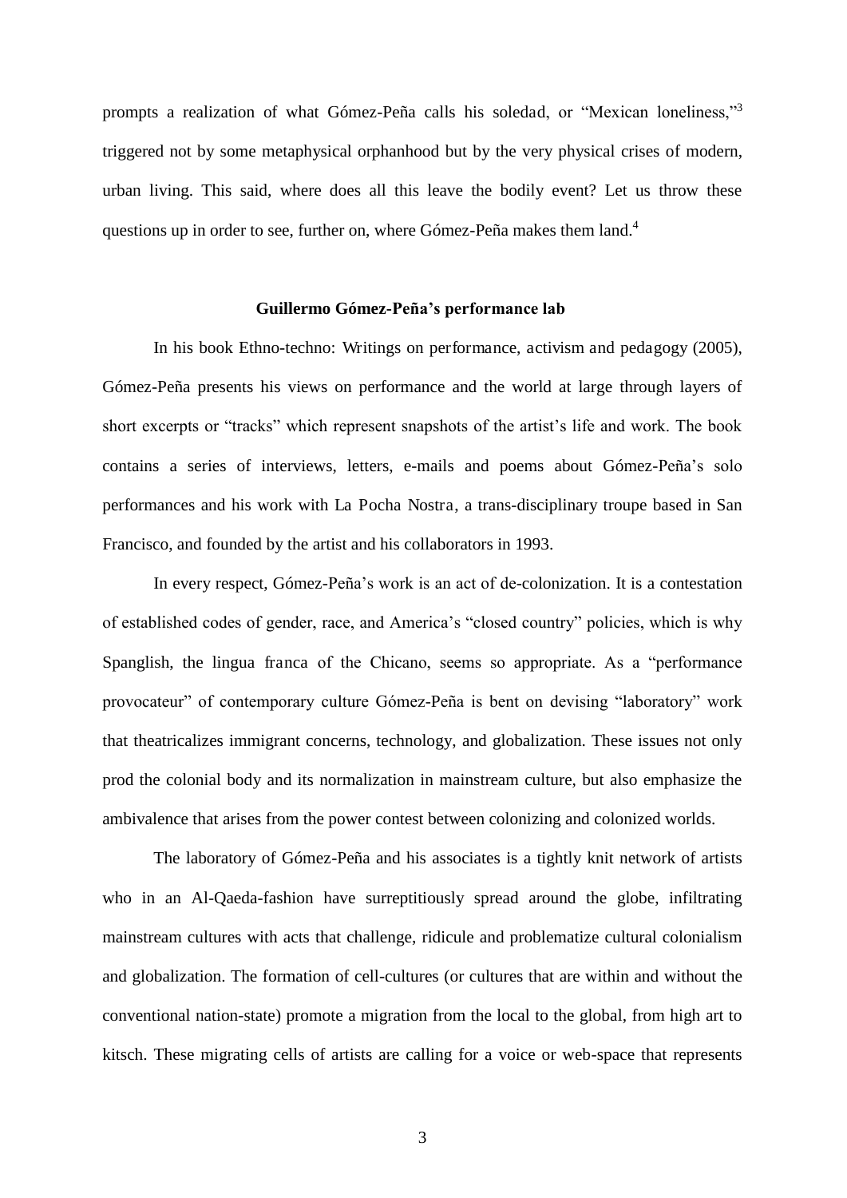prompts a realization of what Gómez-Peña calls his soledad, or "Mexican loneliness,"[3] triggered not by some metaphysical orphanhood but by the very physical crises of modern, urban living. This said, where does all this leave the bodily event? Let us throw these questions up in order to see, further on, where Gómez-Peña makes them land.[4]

## Guillermo Gómez-Peña's performance lab

In his book Ethno-techno: Writings on performance, activism and pedagogy (2005), Gómez-Peña presents his views on performance and the world at large through layers of short excerpts or "tracks" which represent snapshots of the artist's life and work. The book contains a series of interviews, letters, e-mails and poems about Gómez-Peña's solo performances and his work with La Pocha Nostra, a trans-disciplinary troupe based in San Francisco, and founded by the artist and his collaborators in 1993.

In every respect, Gómez-Peña's work is an act of de-colonization. It is a contestation of established codes of gender, race, and America's "closed country" policies, which is why Spanglish, the lingua franca of the Chicano, seems so appropriate. As a "performance provocateur" of contemporary culture Gómez-Peña is bent on devising "laboratory" work that theatricalizes immigrant concerns, technology, and globalization. These issues not only prod the colonial body and its normalization in mainstream culture, but also emphasize the ambivalence that arises from the power contest between colonizing and colonized worlds.

The laboratory of Gómez-Peña and his associates is a tightly knit network of artists who in an Al-Qaeda-fashion have surreptitiously spread around the globe, infiltrating mainstream cultures with acts that challenge, ridicule and problematize cultural colonialism and globalization. The formation of cell-cultures (or cultures that are within and without the conventional nation-state) promote a migration from the local to the global, from high art to kitsch. These migrating cells of artists are calling for a voice or web-space that represents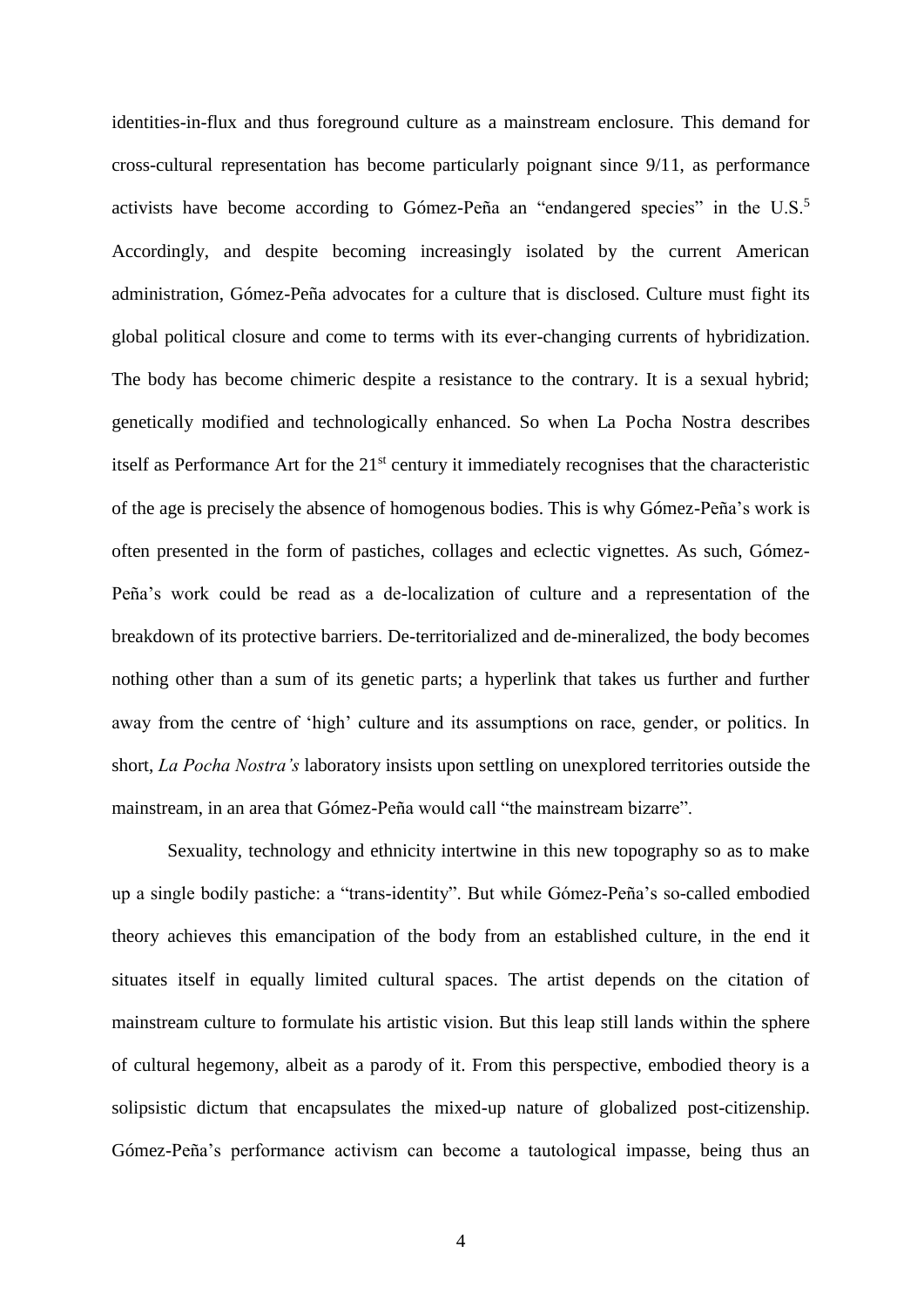identities-in-flux and thus foreground culture as a mainstream enclosure. This demand for cross-cultural representation has become particularly poignant since 9/11, as performance activists have become according to Gómez-Peña an "endangered species" in the U.S.[5] Accordingly, and despite becoming increasingly isolated by the current American administration, Gómez-Peña advocates for a culture that is disclosed. Culture must fight its global political closure and come to terms with its ever-changing currents of hybridization. The body has become chimeric despite a resistance to the contrary. It is a sexual hybrid; genetically modified and technologically enhanced. So when La Pocha Nostra describes itself as Performance Art for the 21st century it immediately recognises that the characteristic of the age is precisely the absence of homogenous bodies. This is why Gómez-Peña's work is often presented in the form of pastiches, collages and eclectic vignettes. As such, Gómez-Peña's work could be read as a de-localization of culture and a representation of the breakdown of its protective barriers. De-territorialized and de-mineralized, the body becomes nothing other than a sum of its genetic parts; a hyperlink that takes us further and further away from the centre of 'high' culture and its assumptions on race, gender, or politics. In short, *La Pocha Nostra's* laboratory insists upon settling on unexplored territories outside the mainstream, in an area that Gómez-Peña would call "the mainstream bizarre".

Sexuality, technology and ethnicity intertwine in this new topography so as to make up a single bodily pastiche: a "trans-identity". But while Gómez-Peña's so-called embodied theory achieves this emancipation of the body from an established culture, in the end it situates itself in equally limited cultural spaces. The artist depends on the citation of mainstream culture to formulate his artistic vision. But this leap still lands within the sphere of cultural hegemony, albeit as a parody of it. From this perspective, embodied theory is a solipsistic dictum that encapsulates the mixed-up nature of globalized post-citizenship. Gómez-Peña's performance activism can become a tautological impasse, being thus an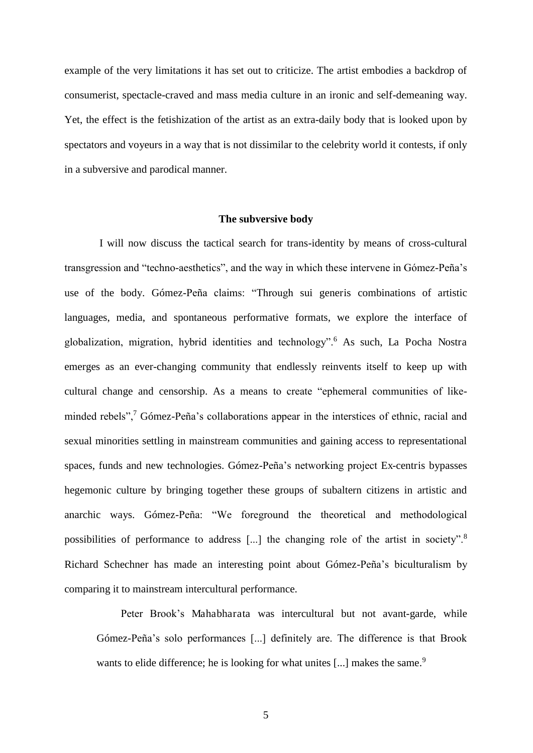example of the very limitations it has set out to criticize. The artist embodies a backdrop of consumerist, spectacle-craved and mass media culture in an ironic and self-demeaning way. Yet, the effect is the fetishization of the artist as an extra-daily body that is looked upon by spectators and voyeurs in a way that is not dissimilar to the celebrity world it contests, if only in a subversive and parodical manner.

## The subversive body

I will now discuss the tactical search for trans-identity by means of cross-cultural transgression and "techno-aesthetics", and the way in which these intervene in Gómez-Peña's use of the body. Gómez-Peña claims: "Through sui generis combinations of artistic languages, media, and spontaneous performative formats, we explore the interface of globalization, migration, hybrid identities and technology".[6] As such, La Pocha Nostra emerges as an ever-changing community that endlessly reinvents itself to keep up with cultural change and censorship. As a means to create "ephemeral communities of like-minded rebels",[7] Gómez-Peña's collaborations appear in the interstices of ethnic, racial and sexual minorities settling in mainstream communities and gaining access to representational spaces, funds and new technologies. Gómez-Peña's networking project Ex-centris bypasses hegemonic culture by bringing together these groups of subaltern citizens in artistic and anarchic ways. Gómez-Peña: "We foreground the theoretical and methodological possibilities of performance to address [...] the changing role of the artist in society".[8] Richard Schechner has made an interesting point about Gómez-Peña's biculturalism by comparing it to mainstream intercultural performance.

> Peter Brook's Mahabharata was intercultural but not avant-garde, while Gómez-Peña's solo performances [...] definitely are. The difference is that Brook wants to elide difference; he is looking for what unites [...] makes the same.[9]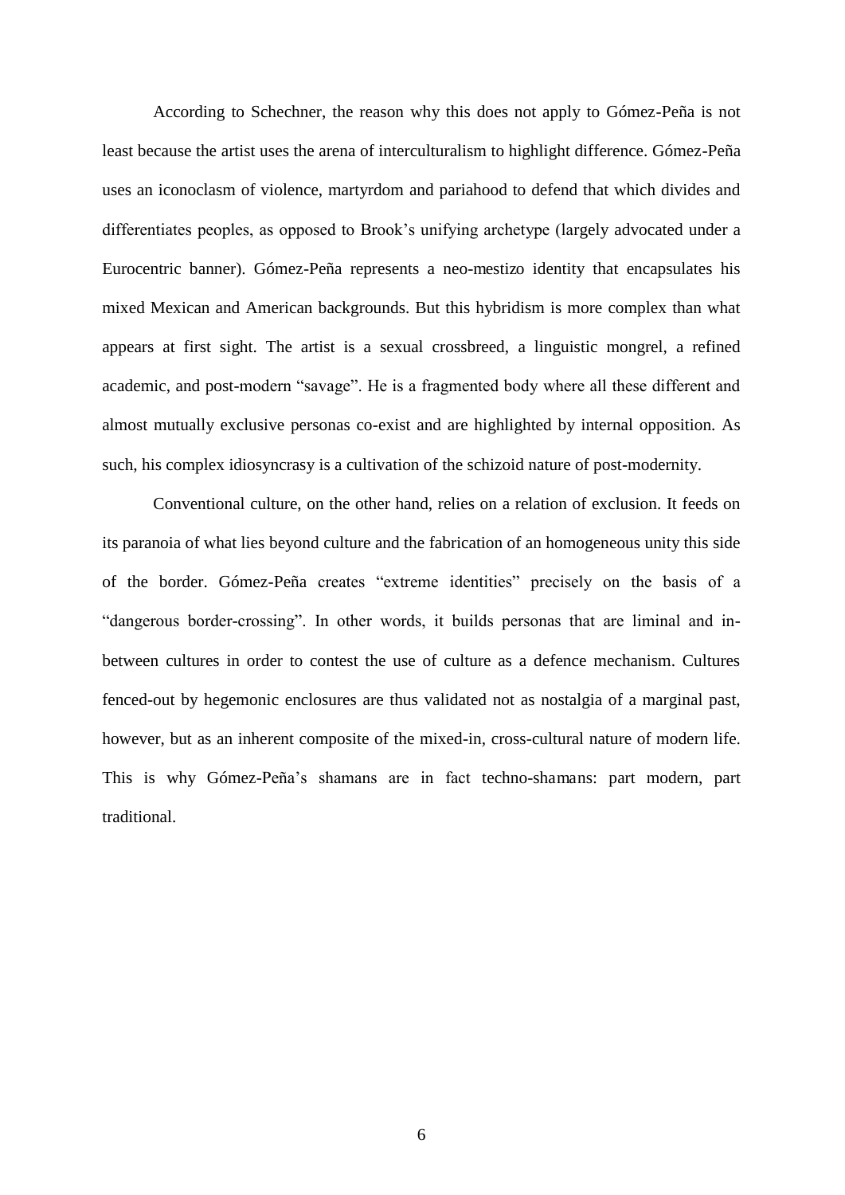According to Schechner, the reason why this does not apply to Gómez-Peña is not least because the artist uses the arena of interculturalism to highlight difference. Gómez-Peña uses an iconoclasm of violence, martyrdom and pariahood to defend that which divides and differentiates peoples, as opposed to Brook's unifying archetype (largely advocated under a Eurocentric banner). Gómez-Peña represents a neo-mestizo identity that encapsulates his mixed Mexican and American backgrounds. But this hybridism is more complex than what appears at first sight. The artist is a sexual crossbreed, a linguistic mongrel, a refined academic, and post-modern "savage". He is a fragmented body where all these different and almost mutually exclusive personas co-exist and are highlighted by internal opposition. As such, his complex idiosyncrasy is a cultivation of the schizoid nature of post-modernity.

Conventional culture, on the other hand, relies on a relation of exclusion. It feeds on its paranoia of what lies beyond culture and the fabrication of an homogeneous unity this side of the border. Gómez-Peña creates "extreme identities" precisely on the basis of a "dangerous border-crossing". In other words, it builds personas that are liminal and in-between cultures in order to contest the use of culture as a defence mechanism. Cultures fenced-out by hegemonic enclosures are thus validated not as nostalgia of a marginal past, however, but as an inherent composite of the mixed-in, cross-cultural nature of modern life. This is why Gómez-Peña's shamans are in fact techno-shamans: part modern, part traditional.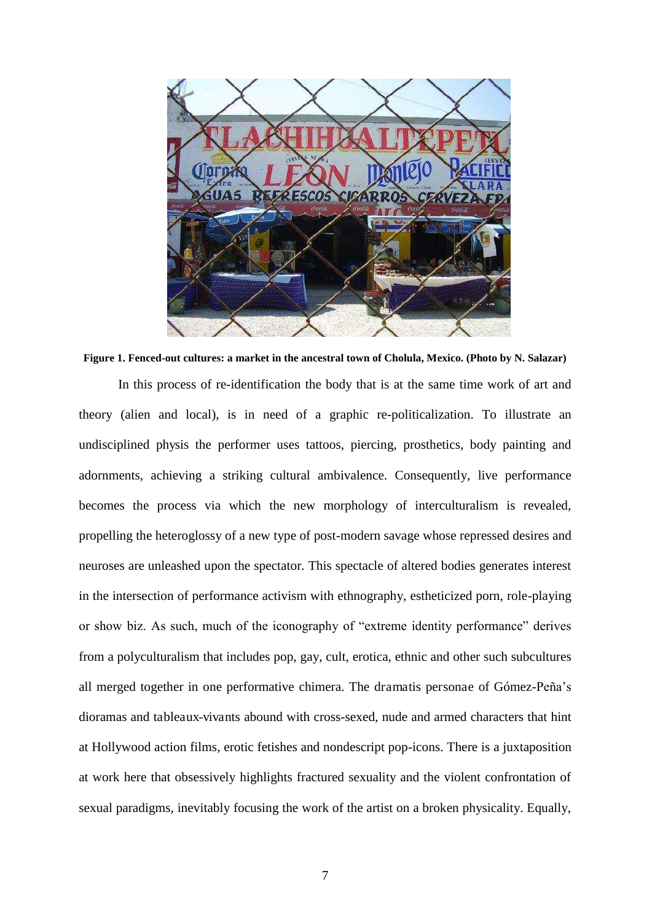**Figure 1. Fenced-out cultures: a market in the ancestral town of Cholula, Mexico. (Photo by N. Salazar)**

In this process of re-identification the body that is at the same time work of art and theory (alien and local), is in need of a graphic re-politicalization. To illustrate an undisciplined physis the performer uses tattoos, piercing, prosthetics, body painting and adornments, achieving a striking cultural ambivalence. Consequently, live performance becomes the process via which the new morphology of interculturalism is revealed, propelling the heteroglossy of a new type of post-modern savage whose repressed desires and neuroses are unleashed upon the spectator. This spectacle of altered bodies generates interest in the intersection of performance activism with ethnography, estheticized porn, role-playing or show biz. As such, much of the iconography of "extreme identity performance" derives from a polyculturalism that includes pop, gay, cult, erotica, ethnic and other such subcultures all merged together in one performative chimera. The dramatis personae of Gómez-Peña's dioramas and tableaux-vivants abound with cross-sexed, nude and armed characters that hint at Hollywood action films, erotic fetishes and nondescript pop-icons. There is a juxtaposition at work here that obsessively highlights fractured sexuality and the violent confrontation of sexual paradigms, inevitably focusing the work of the artist on a broken physicality. Equally,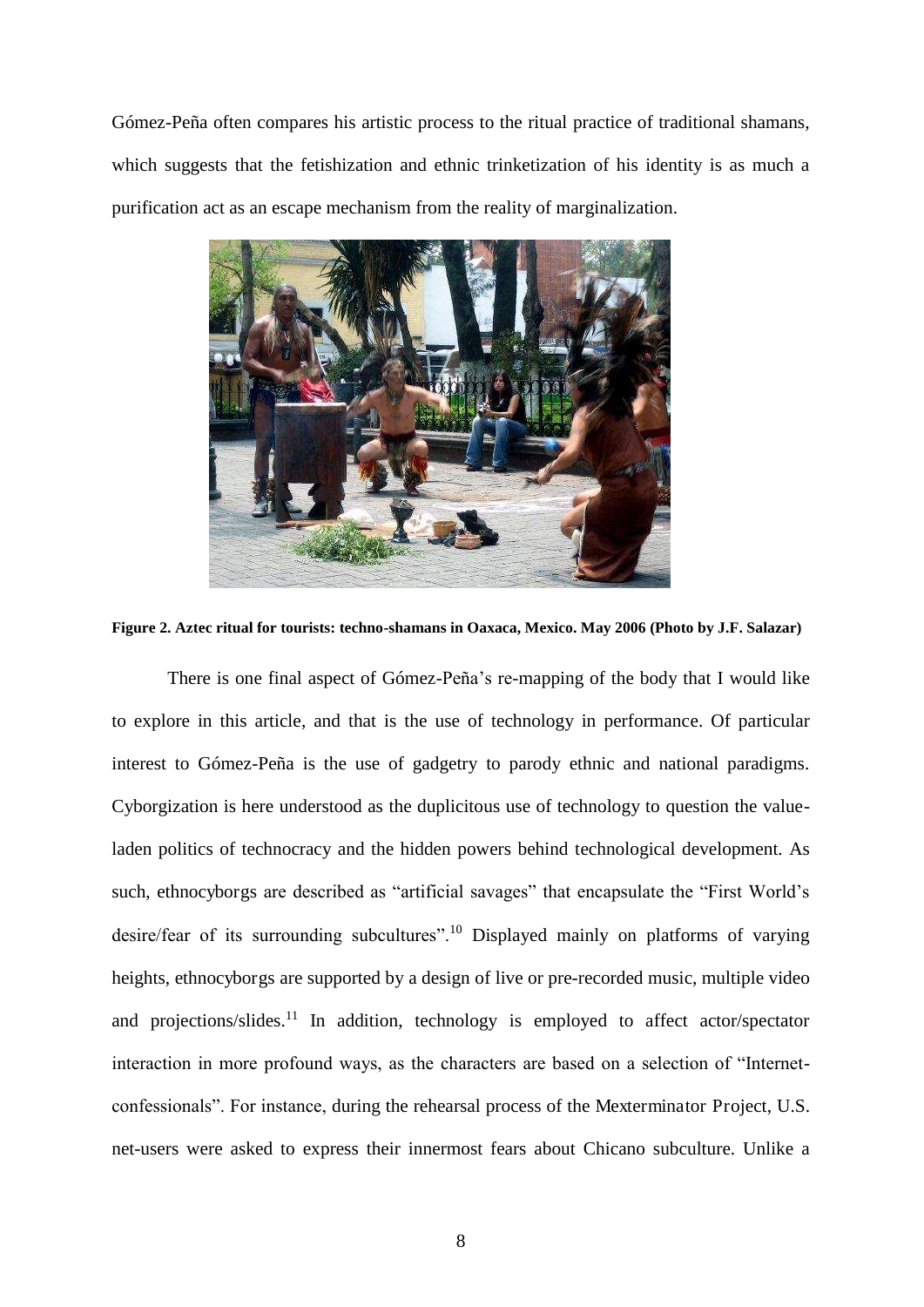Gómez-Peña often compares his artistic process to the ritual practice of traditional shamans, which suggests that the fetishization and ethnic trinketization of his identity is as much a purification act as an escape mechanism from the reality of marginalization.

**Figure 2. Aztec ritual for tourists: techno-shamans in Oaxaca, Mexico. May 2006 (Photo by J.F. Salazar)**

There is one final aspect of Gómez-Peña's re-mapping of the body that I would like to explore in this article, and that is the use of technology in performance. Of particular interest to Gómez-Peña is the use of gadgetry to parody ethnic and national paradigms. Cyborgization is here understood as the duplicitous use of technology to question the value-laden politics of technocracy and the hidden powers behind technological development. As such, ethnocyborgs are described as "artificial savages" that encapsulate the "First World's desire/fear of its surrounding subcultures".[10] Displayed mainly on platforms of varying heights, ethnocyborgs are supported by a design of live or pre-recorded music, multiple video and projections/slides.[11] In addition, technology is employed to affect actor/spectator interaction in more profound ways, as the characters are based on a selection of "Internet-confessionals". For instance, during the rehearsal process of the Mexterminator Project, U.S. net-users were asked to express their innermost fears about Chicano subculture. Unlike a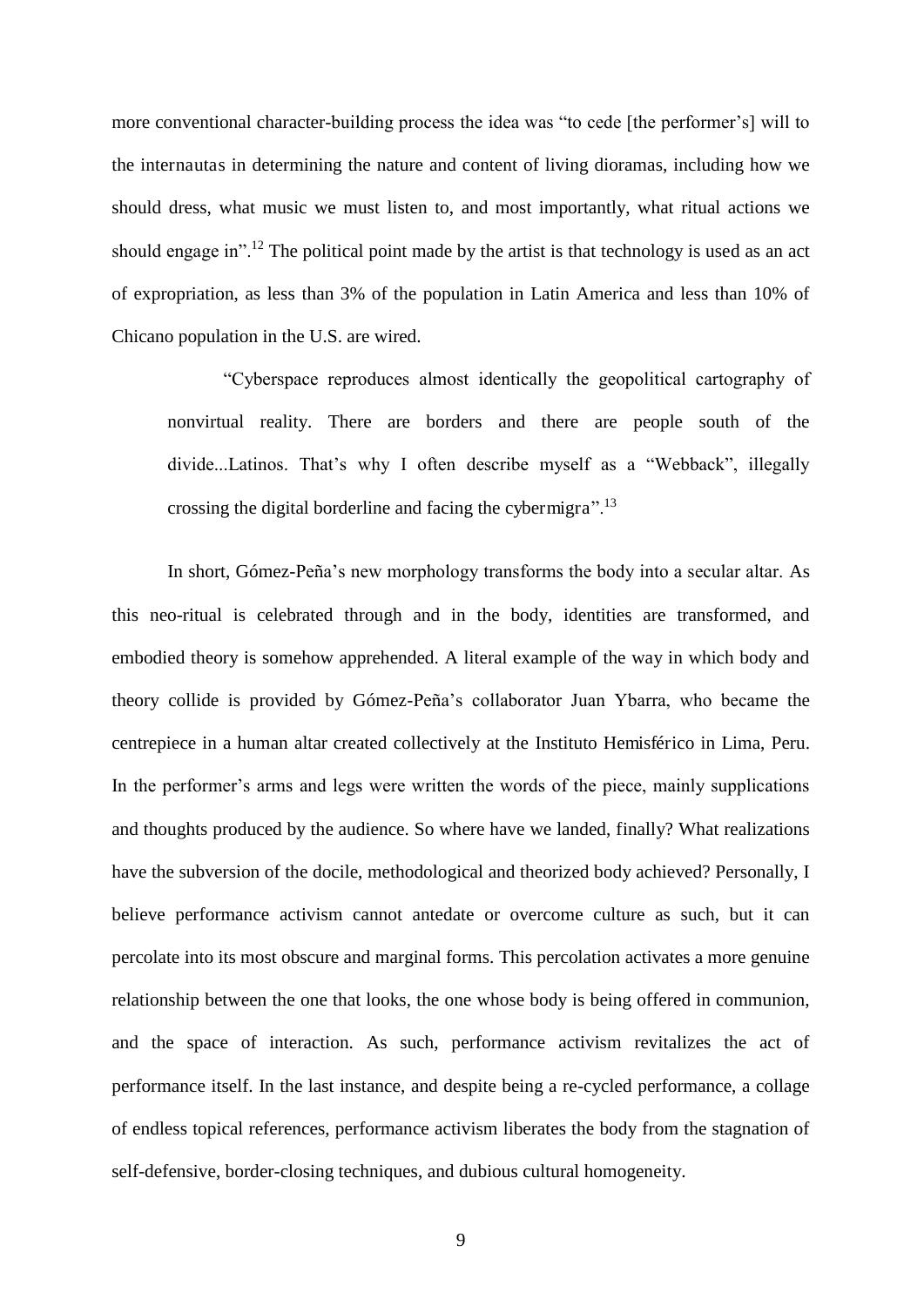more conventional character-building process the idea was "to cede [the performer's] will to the internautas in determining the nature and content of living dioramas, including how we should dress, what music we must listen to, and most importantly, what ritual actions we should engage in".[12] The political point made by the artist is that technology is used as an act of expropriation, as less than 3% of the population in Latin America and less than 10% of Chicano population in the U.S. are wired.

> "Cyberspace reproduces almost identically the geopolitical cartography of nonvirtual reality. There are borders and there are people south of the divide...Latinos. That's why I often describe myself as a "Webback", illegally crossing the digital borderline and facing the cybermigra".[13]

In short, Gómez-Peña's new morphology transforms the body into a secular altar. As this neo-ritual is celebrated through and in the body, identities are transformed, and embodied theory is somehow apprehended. A literal example of the way in which body and theory collide is provided by Gómez-Peña's collaborator Juan Ybarra, who became the centrepiece in a human altar created collectively at the Instituto Hemisférico in Lima, Peru. In the performer's arms and legs were written the words of the piece, mainly supplications and thoughts produced by the audience. So where have we landed, finally? What realizations have the subversion of the docile, methodological and theorized body achieved? Personally, I believe performance activism cannot antedate or overcome culture as such, but it can percolate into its most obscure and marginal forms. This percolation activates a more genuine relationship between the one that looks, the one whose body is being offered in communion, and the space of interaction. As such, performance activism revitalizes the act of performance itself. In the last instance, and despite being a re-cycled performance, a collage of endless topical references, performance activism liberates the body from the stagnation of self-defensive, border-closing techniques, and dubious cultural homogeneity.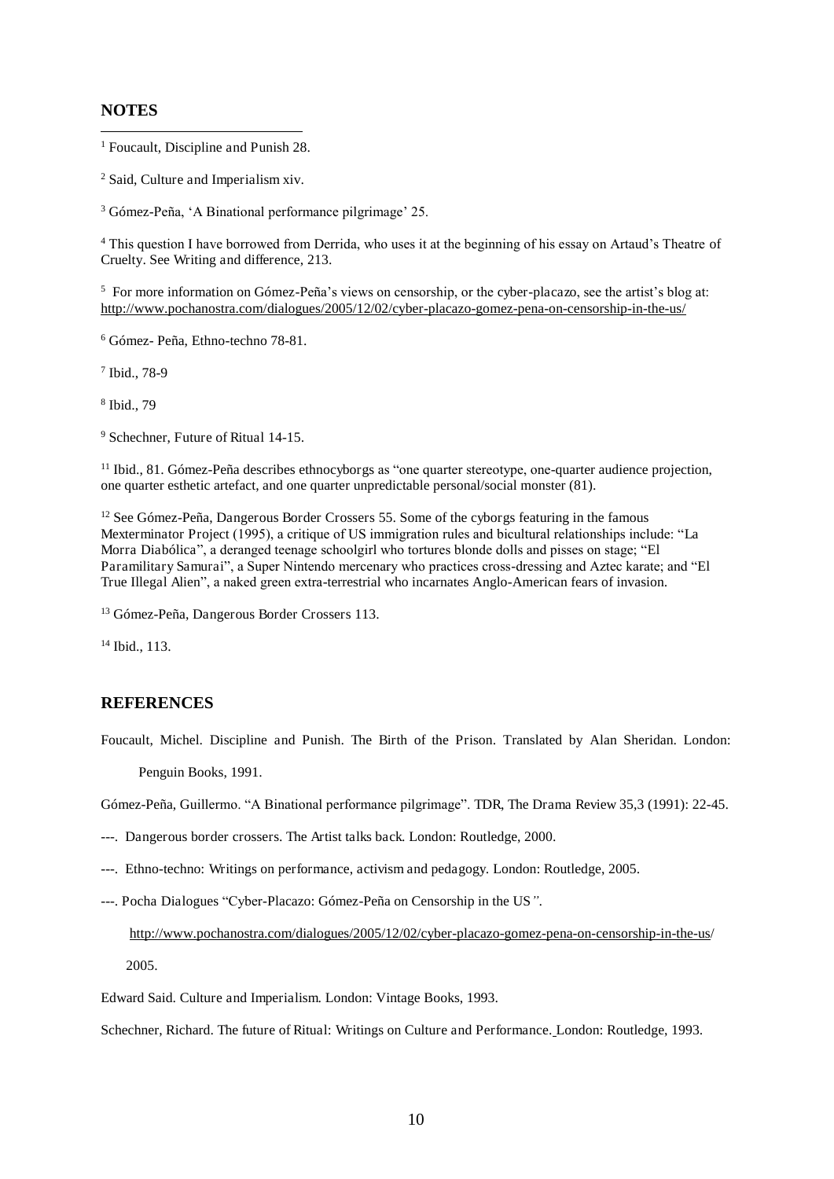## NOTES

[1] Foucault, Discipline and Punish 28.

[2] Said, Culture and Imperialism xiv.

[3] Gómez-Peña, 'A Binational performance pilgrimage' 25.

[4] This question I have borrowed from Derrida, who uses it at the beginning of his essay on Artaud's Theatre of Cruelty. See Writing and difference, 213.

[5] For more information on Gómez-Peña's views on censorship, or the cyber-placazo, see the artist's blog at: http://www.pochanostra.com/dialogues/2005/12/02/cyber-placazo-gomez-pena-on-censorship-in-the-us/

[6] Gómez- Peña, Ethno-techno 78-81.

[7] Ibid., 78-9

[8] Ibid., 79

[9] Schechner, Future of Ritual 14-15.

[11] Ibid., 81. Gómez-Peña describes ethnocyborgs as "one quarter stereotype, one-quarter audience projection, one quarter esthetic artefact, and one quarter unpredictable personal/social monster (81).

[12] See Gómez-Peña, Dangerous Border Crossers 55. Some of the cyborgs featuring in the famous Mexterminator Project (1995), a critique of US immigration rules and bicultural relationships include: "La Morra Diabólica", a deranged teenage schoolgirl who tortures blonde dolls and pisses on stage; "El Paramilitary Samurai", a Super Nintendo mercenary who practices cross-dressing and Aztec karate; and "El True Illegal Alien", a naked green extra-terrestrial who incarnates Anglo-American fears of invasion.

[13] Gómez-Peña, Dangerous Border Crossers 113.

[14] Ibid., 113.

## REFERENCES

Foucault, Michel. Discipline and Punish. The Birth of the Prison. Translated by Alan Sheridan. London: Penguin Books, 1991.

Gómez-Peña, Guillermo. "A Binational performance pilgrimage". TDR, The Drama Review 35,3 (1991): 22-45.

---. Dangerous border crossers. The Artist talks back. London: Routledge, 2000.

---. Ethno-techno: Writings on performance, activism and pedagogy. London: Routledge, 2005.

---. Pocha Dialogues "Cyber-Placazo: Gómez-Peña on Censorship in the US". http://www.pochanostra.com/dialogues/2005/12/02/cyber-placazo-gomez-pena-on-censorship-in-the-us/ 2005.

Edward Said. Culture and Imperialism. London: Vintage Books, 1993.

Schechner, Richard. The future of Ritual: Writings on Culture and Performance. London: Routledge, 1993.